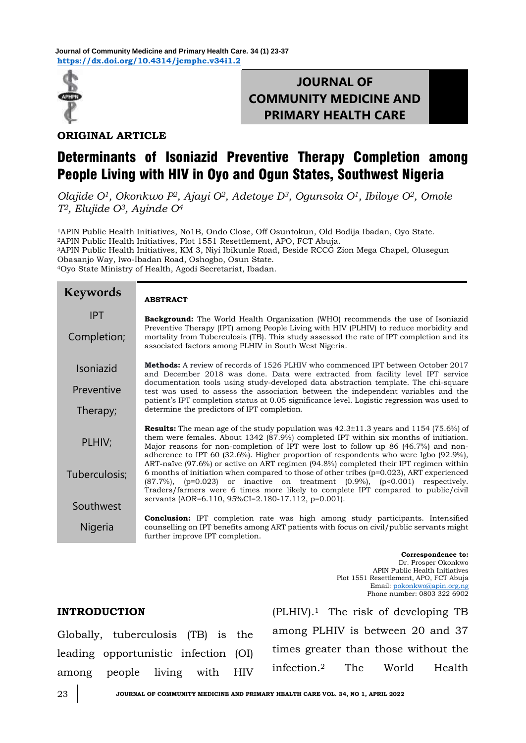Journal of Community Medicine and Primary Health Care. 34 (1) 23-37
https://dx.doi.org/10.4314/jcmphc.v34i1.2

**JOURNAL OF COMMUNITY MEDICINE AND PRIMARY HEALTH CARE**

**ORIGINAL ARTICLE**

# Determinants of Isoniazid Preventive Therapy Completion among People Living with HIV in Oyo and Ogun States, Southwest Nigeria

*Olajide O[1], Okonkwo P[2], Ajayi O[2], Adetoye D[3], Ogunsola O[1], Ibiloye O[2], Omole T[2], Elujide O[3], Ayinde O[4]*

[1]APIN Public Health Initiatives, No1B, Ondo Close, Off Osuntokun, Old Bodija Ibadan, Oyo State.
[2]APIN Public Health Initiatives, Plot 1551 Resettlement, APO, FCT Abuja.
[3]APIN Public Health Initiatives, KM 3, Niyi Ibikunle Road, Beside RCCG Zion Mega Chapel, Olusegun Obasanjo Way, Iwo-Ibadan Road, Oshogbo, Osun State.
[4]Oyo State Ministry of Health, Agodi Secretariat, Ibadan.

**Keywords**

IPT Completion; Isoniazid Preventive Therapy; PLHIV; Tuberculosis; Southwest Nigeria

**ABSTRACT**

**Background:** The World Health Organization (WHO) recommends the use of Isoniazid Preventive Therapy (IPT) among People Living with HIV (PLHIV) to reduce morbidity and mortality from Tuberculosis (TB). This study assessed the rate of IPT completion and its associated factors among PLHIV in South West Nigeria.

**Methods:** A review of records of 1526 PLHIV who commenced IPT between October 2017 and December 2018 was done. Data were extracted from facility level IPT service documentation tools using study-developed data abstraction template. The chi-square test was used to assess the association between the independent variables and the patient's IPT completion status at 0.05 significance level. Logistic regression was used to determine the predictors of IPT completion.

**Results:** The mean age of the study population was 42.3±11.3 years and 1154 (75.6%) of them were females. About 1342 (87.9%) completed IPT within six months of initiation. Major reasons for non-completion of IPT were lost to follow up 86 (46.7%) and non-adherence to IPT 60 (32.6%). Higher proportion of respondents who were Igbo (92.9%), ART-naïve (97.6%) or active on ART regimen (94.8%) completed their IPT regimen within 6 months of initiation when compared to those of other tribes (p=0.023), ART experienced (87.7%), (p=0.023) or inactive on treatment (0.9%), (p<0.001) respectively. Traders/farmers were 6 times more likely to complete IPT compared to public/civil servants (AOR=6.110, 95%CI=2.180-17.112, p=0.001).

**Conclusion:** IPT completion rate was high among study participants. Intensified counselling on IPT benefits among ART patients with focus on civil/public servants might further improve IPT completion.

**Correspondence to:**
Dr. Prosper Okonkwo
APIN Public Health Initiatives
Plot 1551 Resettlement, APO, FCT Abuja
Email: pokonkwo@apin.org.ng
Phone number: 0803 322 6902

## INTRODUCTION

Globally, tuberculosis (TB) is the leading opportunistic infection (OI) among people living with HIV (PLHIV).[1] The risk of developing TB among PLHIV is between 20 and 37 times greater than those without the infection.[2] The World Health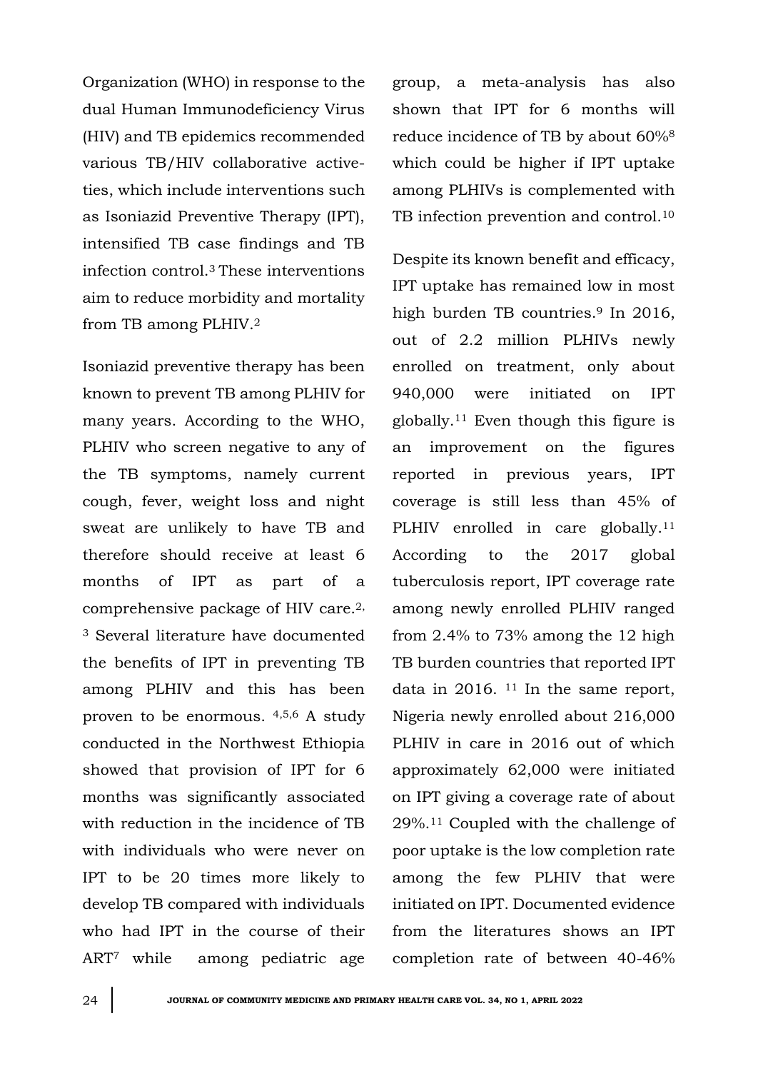Organization (WHO) in response to the dual Human Immunodeficiency Virus (HIV) and TB epidemics recommended various TB/HIV collaborative activeties, which include interventions such as Isoniazid Preventive Therapy (IPT), intensified TB case findings and TB infection control.[3] These interventions aim to reduce morbidity and mortality from TB among PLHIV.[2]

Isoniazid preventive therapy has been known to prevent TB among PLHIV for many years. According to the WHO, PLHIV who screen negative to any of the TB symptoms, namely current cough, fever, weight loss and night sweat are unlikely to have TB and therefore should receive at least 6 months of IPT as part of a comprehensive package of HIV care.[2, 3] Several literature have documented the benefits of IPT in preventing TB among PLHIV and this has been proven to be enormous. [4,5,6] A study conducted in the Northwest Ethiopia showed that provision of IPT for 6 months was significantly associated with reduction in the incidence of TB with individuals who were never on IPT to be 20 times more likely to develop TB compared with individuals who had IPT in the course of their ART[7] while among pediatric age group, a meta-analysis has also shown that IPT for 6 months will reduce incidence of TB by about 60%[8] which could be higher if IPT uptake among PLHIVs is complemented with TB infection prevention and control.[10]

Despite its known benefit and efficacy, IPT uptake has remained low in most high burden TB countries.[9] In 2016, out of 2.2 million PLHIVs newly enrolled on treatment, only about 940,000 were initiated on IPT globally.[11] Even though this figure is an improvement on the figures reported in previous years, IPT coverage is still less than 45% of PLHIV enrolled in care globally.[11] According to the 2017 global tuberculosis report, IPT coverage rate among newly enrolled PLHIV ranged from 2.4% to 73% among the 12 high TB burden countries that reported IPT data in 2016. [11] In the same report, Nigeria newly enrolled about 216,000 PLHIV in care in 2016 out of which approximately 62,000 were initiated on IPT giving a coverage rate of about 29%.[11] Coupled with the challenge of poor uptake is the low completion rate among the few PLHIV that were initiated on IPT. Documented evidence from the literatures shows an IPT completion rate of between 40-46%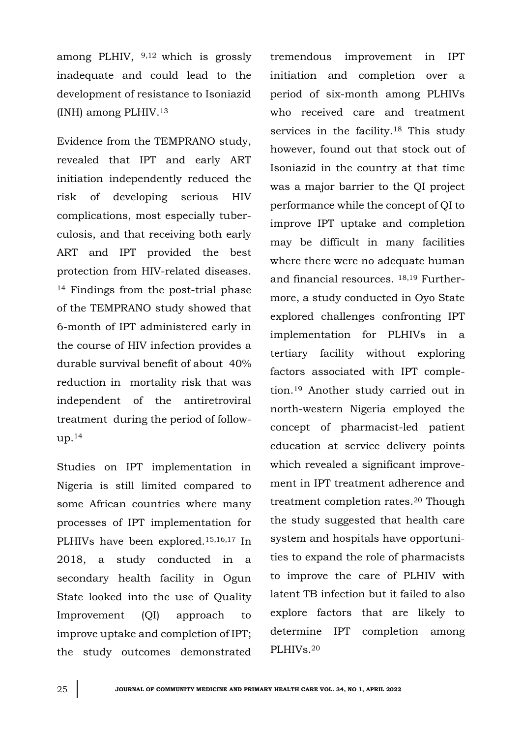among PLHIV, [9,12] which is grossly inadequate and could lead to the development of resistance to Isoniazid (INH) among PLHIV.[13]

Evidence from the TEMPRANO study, revealed that IPT and early ART initiation independently reduced the risk of developing serious HIV complications, most especially tuberculosis, and that receiving both early ART and IPT provided the best protection from HIV-related diseases. [14] Findings from the post-trial phase of the TEMPRANO study showed that 6-month of IPT administered early in the course of HIV infection provides a durable survival benefit of about 40% reduction in mortality risk that was independent of the antiretroviral treatment during the period of follow-up.[14]

Studies on IPT implementation in Nigeria is still limited compared to some African countries where many processes of IPT implementation for PLHIVs have been explored.[15,16,17] In 2018, a study conducted in a secondary health facility in Ogun State looked into the use of Quality Improvement (QI) approach to improve uptake and completion of IPT; the study outcomes demonstrated tremendous improvement in IPT initiation and completion over a period of six-month among PLHIVs who received care and treatment services in the facility.[18] This study however, found out that stock out of Isoniazid in the country at that time was a major barrier to the QI project performance while the concept of QI to improve IPT uptake and completion may be difficult in many facilities where there were no adequate human and financial resources. [18,19] Furthermore, a study conducted in Oyo State explored challenges confronting IPT implementation for PLHIVs in a tertiary facility without exploring factors associated with IPT completion.[19] Another study carried out in north-western Nigeria employed the concept of pharmacist-led patient education at service delivery points which revealed a significant improvement in IPT treatment adherence and treatment completion rates.[20] Though the study suggested that health care system and hospitals have opportunities to expand the role of pharmacists to improve the care of PLHIV with latent TB infection but it failed to also explore factors that are likely to determine IPT completion among PLHIVs.[20]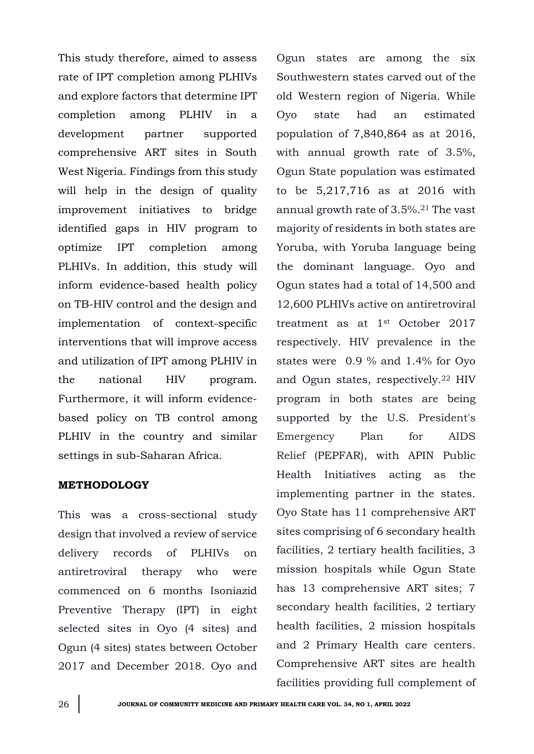This study therefore, aimed to assess rate of IPT completion among PLHIVs and explore factors that determine IPT completion among PLHIV in a development partner supported comprehensive ART sites in South West Nigeria. Findings from this study will help in the design of quality improvement initiatives to bridge identified gaps in HIV program to optimize IPT completion among PLHIVs. In addition, this study will inform evidence-based health policy on TB-HIV control and the design and implementation of context-specific interventions that will improve access and utilization of IPT among PLHIV in the national HIV program. Furthermore, it will inform evidence-based policy on TB control among PLHIV in the country and similar settings in sub-Saharan Africa.

## METHODOLOGY

This was a cross-sectional study design that involved a review of service delivery records of PLHIVs on antiretroviral therapy who were commenced on 6 months Isoniazid Preventive Therapy (IPT) in eight selected sites in Oyo (4 sites) and Ogun (4 sites) states between October 2017 and December 2018. Oyo and Ogun states are among the six Southwestern states carved out of the old Western region of Nigeria. While Oyo state had an estimated population of 7,840,864 as at 2016, with annual growth rate of 3.5%, Ogun State population was estimated to be 5,217,716 as at 2016 with annual growth rate of 3.5%.[21] The vast majority of residents in both states are Yoruba, with Yoruba language being the dominant language. Oyo and Ogun states had a total of 14,500 and 12,600 PLHIVs active on antiretroviral treatment as at 1st October 2017 respectively. HIV prevalence in the states were 0.9 % and 1.4% for Oyo and Ogun states, respectively.[22] HIV program in both states are being supported by the U.S. President's Emergency Plan for AIDS Relief (PEPFAR), with APIN Public Health Initiatives acting as the implementing partner in the states. Oyo State has 11 comprehensive ART sites comprising of 6 secondary health facilities, 2 tertiary health facilities, 3 mission hospitals while Ogun State has 13 comprehensive ART sites; 7 secondary health facilities, 2 tertiary health facilities, 2 mission hospitals and 2 Primary Health care centers. Comprehensive ART sites are health facilities providing full complement of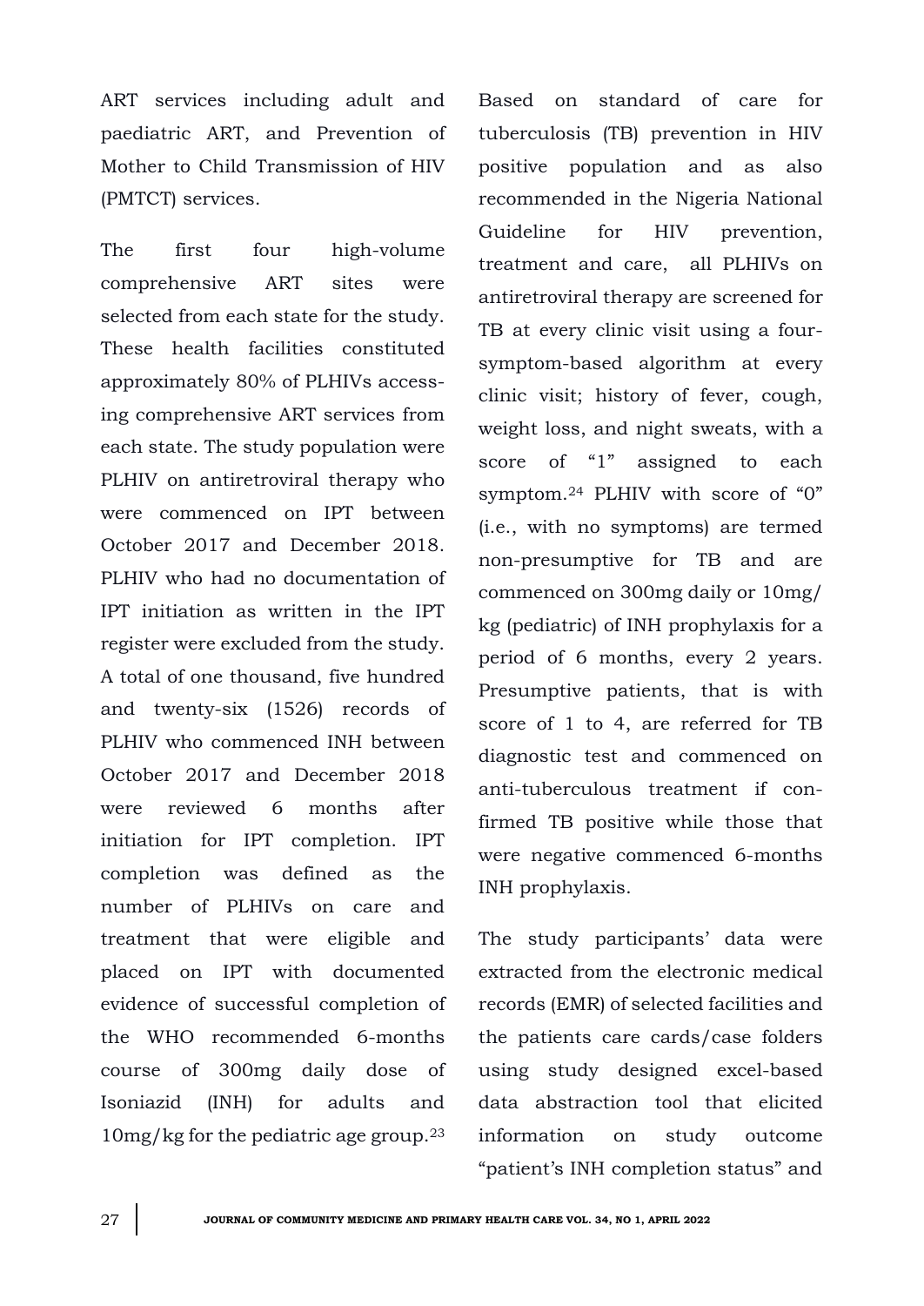ART services including adult and paediatric ART, and Prevention of Mother to Child Transmission of HIV (PMTCT) services.

The first four high-volume comprehensive ART sites were selected from each state for the study. These health facilities constituted approximately 80% of PLHIVs accessing comprehensive ART services from each state. The study population were PLHIV on antiretroviral therapy who were commenced on IPT between October 2017 and December 2018. PLHIV who had no documentation of IPT initiation as written in the IPT register were excluded from the study. A total of one thousand, five hundred and twenty-six (1526) records of PLHIV who commenced INH between October 2017 and December 2018 were reviewed 6 months after initiation for IPT completion. IPT completion was defined as the number of PLHIVs on care and treatment that were eligible and placed on IPT with documented evidence of successful completion of the WHO recommended 6-months course of 300mg daily dose of Isoniazid (INH) for adults and 10mg/kg for the pediatric age group.[23]

Based on standard of care for tuberculosis (TB) prevention in HIV positive population and as also recommended in the Nigeria National Guideline for HIV prevention, treatment and care, all PLHIVs on antiretroviral therapy are screened for TB at every clinic visit using a four-symptom-based algorithm at every clinic visit; history of fever, cough, weight loss, and night sweats, with a score of "1" assigned to each symptom.[24] PLHIV with score of "0" (i.e., with no symptoms) are termed non-presumptive for TB and are commenced on 300mg daily or 10mg/kg (pediatric) of INH prophylaxis for a period of 6 months, every 2 years. Presumptive patients, that is with score of 1 to 4, are referred for TB diagnostic test and commenced on anti-tuberculous treatment if confirmed TB positive while those that were negative commenced 6-months INH prophylaxis.

The study participants' data were extracted from the electronic medical records (EMR) of selected facilities and the patients care cards/case folders using study designed excel-based data abstraction tool that elicited information on study outcome "patient's INH completion status" and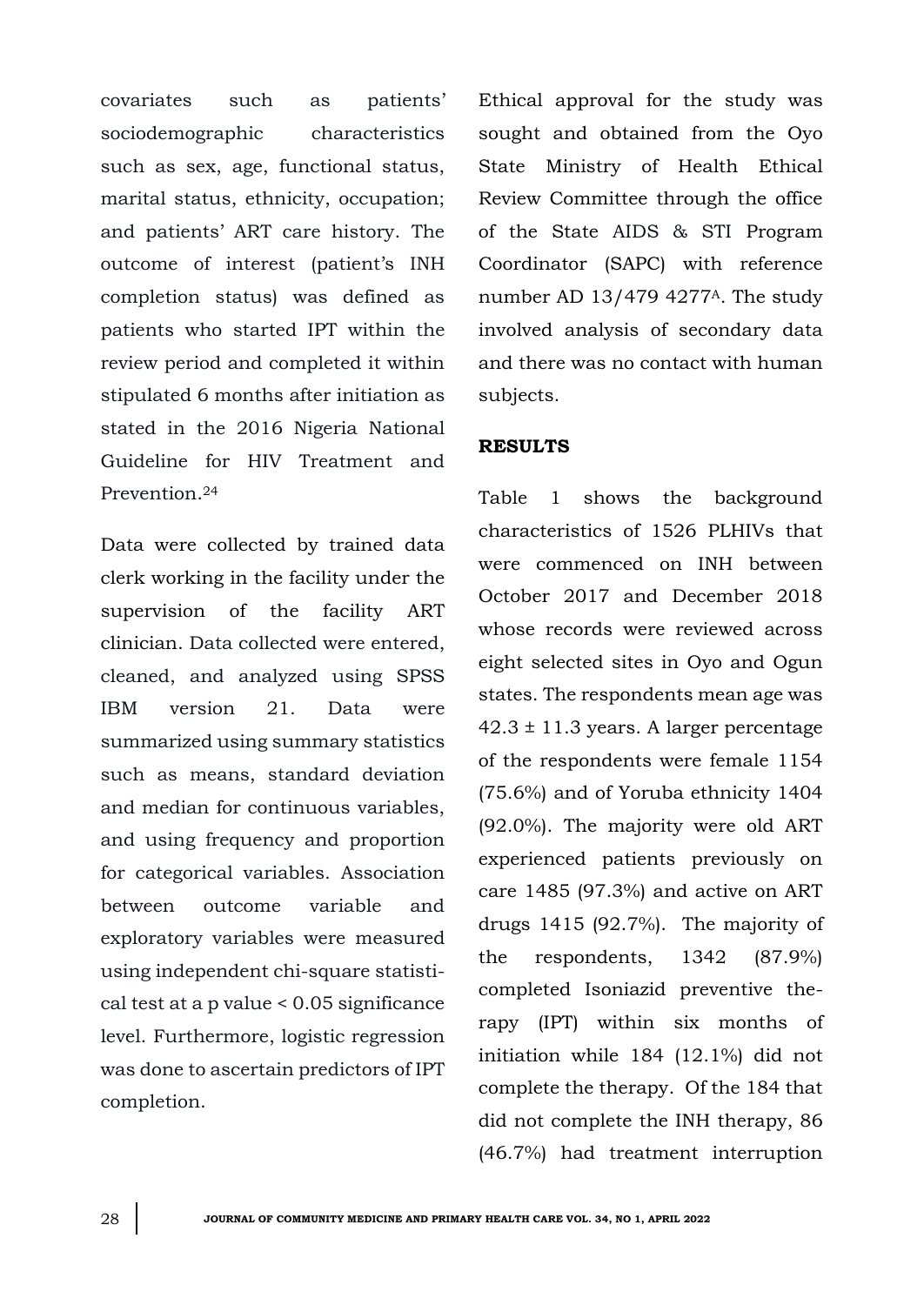covariates such as patients' sociodemographic characteristics such as sex, age, functional status, marital status, ethnicity, occupation; and patients' ART care history. The outcome of interest (patient's INH completion status) was defined as patients who started IPT within the review period and completed it within stipulated 6 months after initiation as stated in the 2016 Nigeria National Guideline for HIV Treatment and Prevention.[24]

Data were collected by trained data clerk working in the facility under the supervision of the facility ART clinician. Data collected were entered, cleaned, and analyzed using SPSS IBM version 21. Data were summarized using summary statistics such as means, standard deviation and median for continuous variables, and using frequency and proportion for categorical variables. Association between outcome variable and exploratory variables were measured using independent chi-square statistical test at a p value < 0.05 significance level. Furthermore, logistic regression was done to ascertain predictors of IPT completion.

Ethical approval for the study was sought and obtained from the Oyo State Ministry of Health Ethical Review Committee through the office of the State AIDS & STI Program Coordinator (SAPC) with reference number AD 13/479 4277[A]. The study involved analysis of secondary data and there was no contact with human subjects.

## RESULTS

Table 1 shows the background characteristics of 1526 PLHIVs that were commenced on INH between October 2017 and December 2018 whose records were reviewed across eight selected sites in Oyo and Ogun states. The respondents mean age was 42.3 ± 11.3 years. A larger percentage of the respondents were female 1154 (75.6%) and of Yoruba ethnicity 1404 (92.0%). The majority were old ART experienced patients previously on care 1485 (97.3%) and active on ART drugs 1415 (92.7%). The majority of the respondents, 1342 (87.9%) completed Isoniazid preventive therapy (IPT) within six months of initiation while 184 (12.1%) did not complete the therapy. Of the 184 that did not complete the INH therapy, 86 (46.7%) had treatment interruption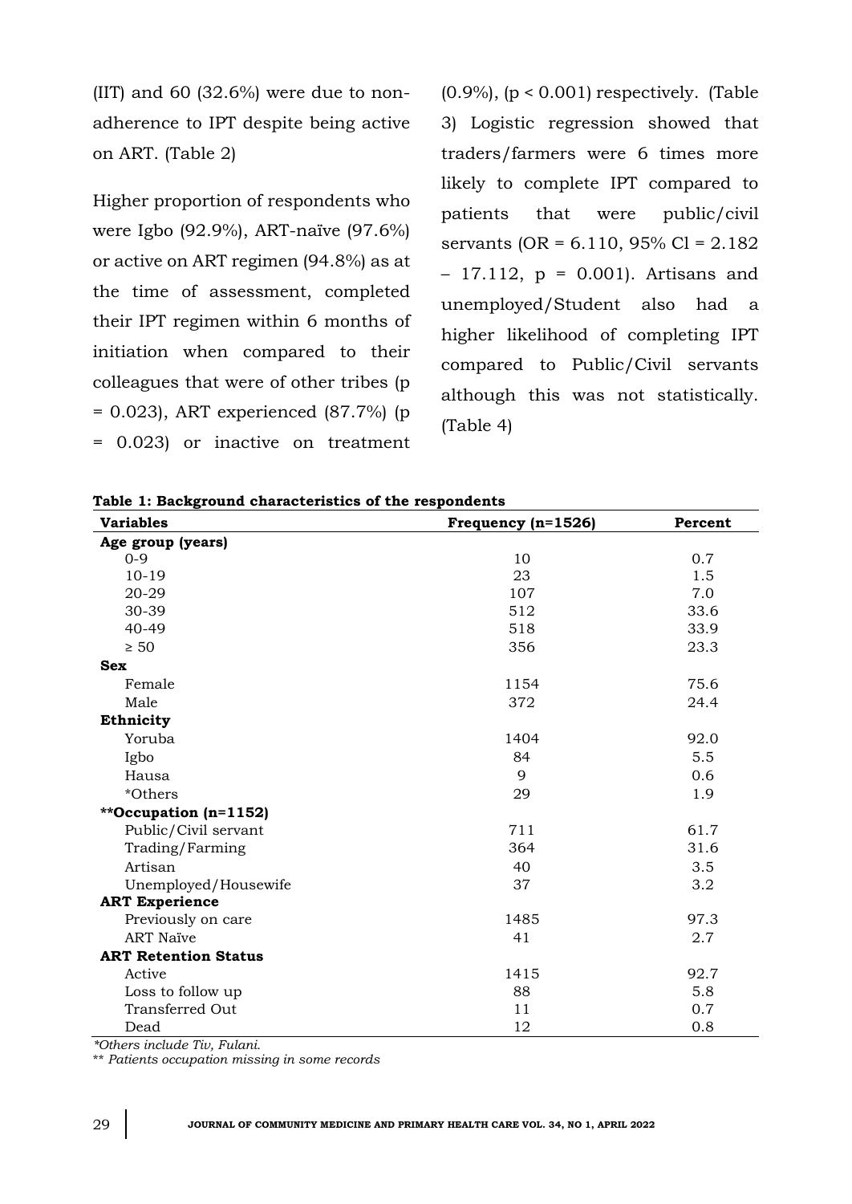(IIT) and 60 (32.6%) were due to non-adherence to IPT despite being active on ART. (Table 2)

Higher proportion of respondents who were Igbo (92.9%), ART-naïve (97.6%) or active on ART regimen (94.8%) as at the time of assessment, completed their IPT regimen within 6 months of initiation when compared to their colleagues that were of other tribes (p = 0.023), ART experienced (87.7%) (p = 0.023) or inactive on treatment (0.9%), (p < 0.001) respectively. (Table 3) Logistic regression showed that traders/farmers were 6 times more likely to complete IPT compared to patients that were public/civil servants (OR = 6.110, 95% Cl = 2.182 – 17.112, p = 0.001). Artisans and unemployed/Student also had a higher likelihood of completing IPT compared to Public/Civil servants although this was not statistically. (Table 4)

**Table 1: Background characteristics of the respondents**

| Variables | Frequency (n=1526) | Percent |
|---|---|---|
| **Age group (years)** | | |
| 0-9 | 10 | 0.7 |
| 10-19 | 23 | 1.5 |
| 20-29 | 107 | 7.0 |
| 30-39 | 512 | 33.6 |
| 40-49 | 518 | 33.9 |
| ≥ 50 | 356 | 23.3 |
| **Sex** | | |
| Female | 1154 | 75.6 |
| Male | 372 | 24.4 |
| **Ethnicity** | | |
| Yoruba | 1404 | 92.0 |
| Igbo | 84 | 5.5 |
| Hausa | 9 | 0.6 |
| *Others | 29 | 1.9 |
| **Occupation (n=1152)** | | |
| Public/Civil servant | 711 | 61.7 |
| Trading/Farming | 364 | 31.6 |
| Artisan | 40 | 3.5 |
| Unemployed/Housewife | 37 | 3.2 |
| **ART Experience** | | |
| Previously on care | 1485 | 97.3 |
| ART Naïve | 41 | 2.7 |
| **ART Retention Status** | | |
| Active | 1415 | 92.7 |
| Loss to follow up | 88 | 5.8 |
| Transferred Out | 11 | 0.7 |
| Dead | 12 | 0.8 |

*\*Others include Tiv, Fulani.*

*\*\* Patients occupation missing in some records*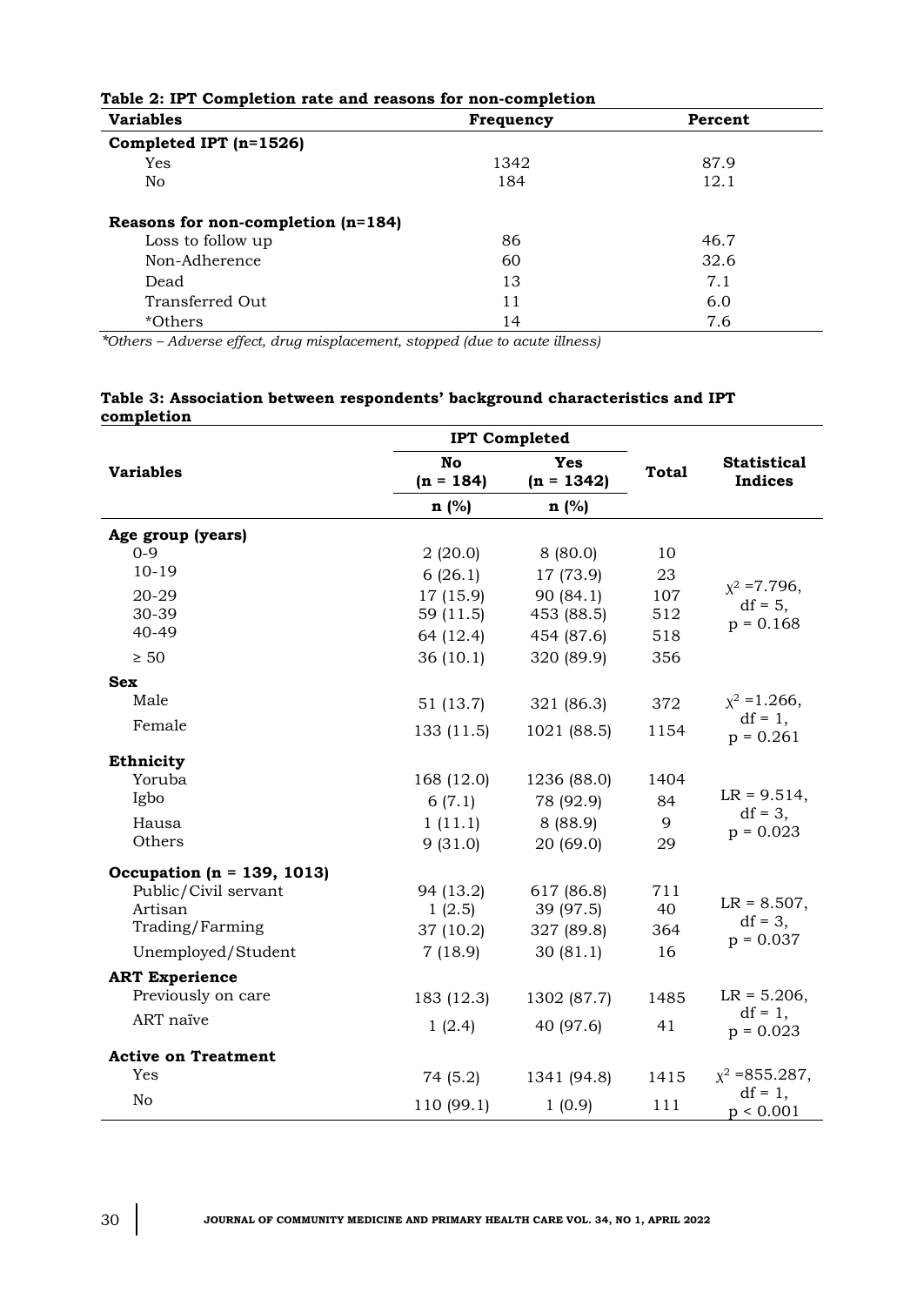**Table 2: IPT Completion rate and reasons for non-completion**

| Variables | Frequency | Percent |
|---|---|---|
| **Completed IPT (n=1526)** | | |
| Yes | 1342 | 87.9 |
| No | 184 | 12.1 |
| **Reasons for non-completion (n=184)** | | |
| Loss to follow up | 86 | 46.7 |
| Non-Adherence | 60 | 32.6 |
| Dead | 13 | 7.1 |
| Transferred Out | 11 | 6.0 |
| *Others | 14 | 7.6 |

*\*Others – Adverse effect, drug misplacement, stopped (due to acute illness)*

**Table 3: Association between respondents' background characteristics and IPT completion**

| Variables | IPT Completed | | Total | Statistical Indices |
|---|---|---|---|---|
| | No (n = 184) | Yes (n = 1342) | | |
| | n (%) | n (%) | | |
| **Age group (years)** | | | | |
| 0-9 | 2 (20.0) | 8 (80.0) | 10 | $\chi^2$ =7.796, df = 5, p = 0.168 |
| 10-19 | 6 (26.1) | 17 (73.9) | 23 | |
| 20-29 | 17 (15.9) | 90 (84.1) | 107 | |
| 30-39 | 59 (11.5) | 453 (88.5) | 512 | |
| 40-49 | 64 (12.4) | 454 (87.6) | 518 | |
| ≥ 50 | 36 (10.1) | 320 (89.9) | 356 | |
| **Sex** | | | | |
| Male | 51 (13.7) | 321 (86.3) | 372 | $\chi^2$ =1.266, df = 1, p = 0.261 |
| Female | 133 (11.5) | 1021 (88.5) | 1154 | |
| **Ethnicity** | | | | |
| Yoruba | 168 (12.0) | 1236 (88.0) | 1404 | LR = 9.514, df = 3, p = 0.023 |
| Igbo | 6 (7.1) | 78 (92.9) | 84 | |
| Hausa | 1 (11.1) | 8 (88.9) | 9 | |
| Others | 9 (31.0) | 20 (69.0) | 29 | |
| **Occupation (n = 139, 1013)** | | | | |
| Public/Civil servant | 94 (13.2) | 617 (86.8) | 711 | LR = 8.507, df = 3, p = 0.037 |
| Artisan | 1 (2.5) | 39 (97.5) | 40 | |
| Trading/Farming | 37 (10.2) | 327 (89.8) | 364 | |
| Unemployed/Student | 7 (18.9) | 30 (81.1) | 16 | |
| **ART Experience** | | | | |
| Previously on care | 183 (12.3) | 1302 (87.7) | 1485 | LR = 5.206, df = 1, p = 0.023 |
| ART naïve | 1 (2.4) | 40 (97.6) | 41 | |
| **Active on Treatment** | | | | |
| Yes | 74 (5.2) | 1341 (94.8) | 1415 | $\chi^2$ =855.287, df = 1, p < 0.001 |
| No | 110 (99.1) | 1 (0.9) | 111 | |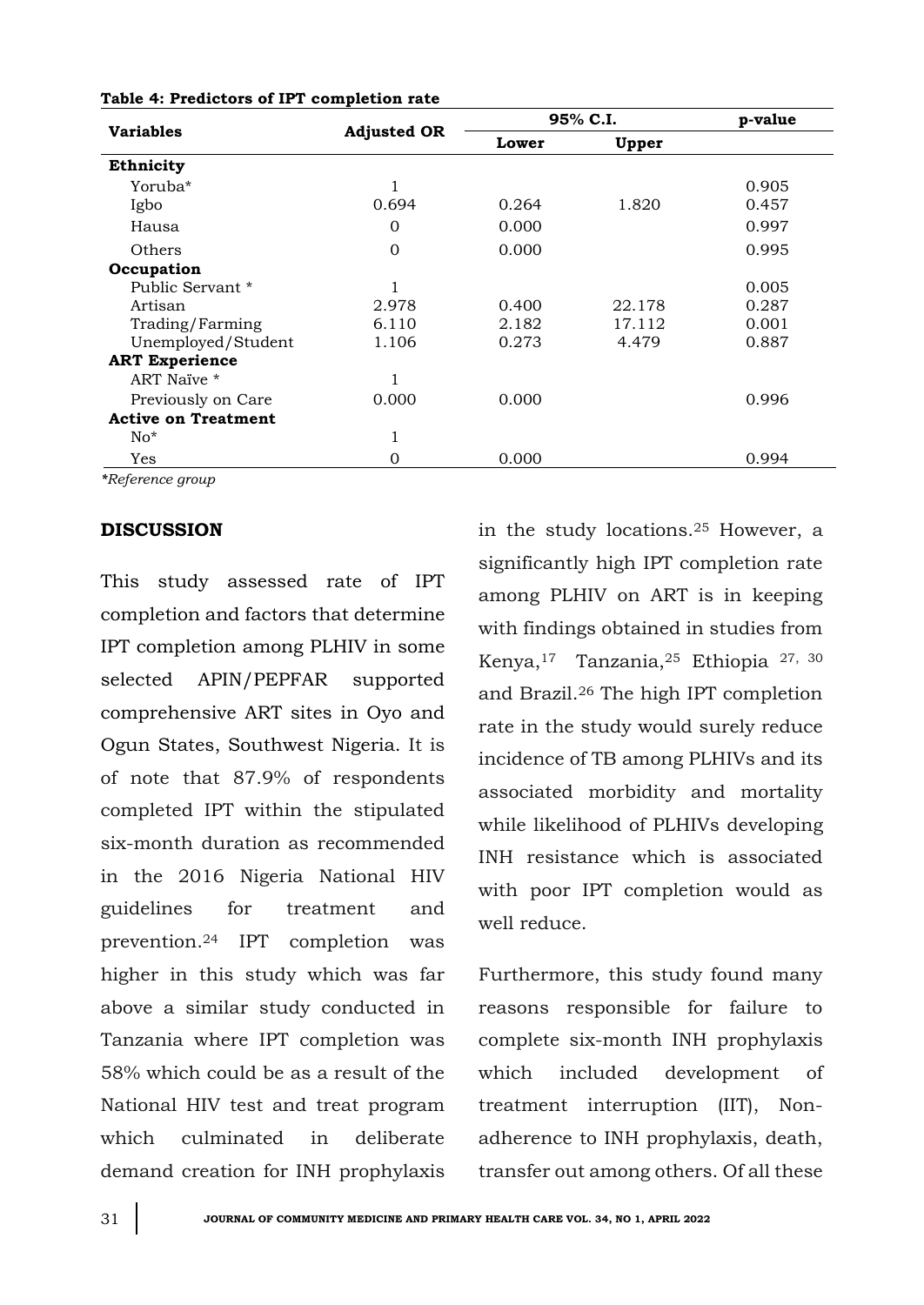**Table 4: Predictors of IPT completion rate**

| Variables | Adjusted OR | 95% C.I. | | p-value |
|---|---|---|---|---|
| | | Lower | Upper | |
| **Ethnicity** | | | | |
| Yoruba* | 1 | | | 0.905 |
| Igbo | 0.694 | 0.264 | 1.820 | 0.457 |
| Hausa | 0 | 0.000 | | 0.997 |
| Others | 0 | 0.000 | | 0.995 |
| **Occupation** | | | | |
| Public Servant * | 1 | | | 0.005 |
| Artisan | 2.978 | 0.400 | 22.178 | 0.287 |
| Trading/Farming | 6.110 | 2.182 | 17.112 | 0.001 |
| Unemployed/Student | 1.106 | 0.273 | 4.479 | 0.887 |
| **ART Experience** | | | | |
| ART Naïve * | 1 | | | |
| Previously on Care | 0.000 | 0.000 | | 0.996 |
| **Active on Treatment** | | | | |
| No* | 1 | | | |
| Yes | 0 | 0.000 | | 0.994 |

*\*Reference group*

## DISCUSSION

This study assessed rate of IPT completion and factors that determine IPT completion among PLHIV in some selected APIN/PEPFAR supported comprehensive ART sites in Oyo and Ogun States, Southwest Nigeria. It is of note that 87.9% of respondents completed IPT within the stipulated six-month duration as recommended in the 2016 Nigeria National HIV guidelines for treatment and prevention.[24] IPT completion was higher in this study which was far above a similar study conducted in Tanzania where IPT completion was 58% which could be as a result of the National HIV test and treat program which culminated in deliberate demand creation for INH prophylaxis in the study locations.[25] However, a significantly high IPT completion rate among PLHIV on ART is in keeping with findings obtained in studies from Kenya,[17] Tanzania,[25] Ethiopia [27, 30] and Brazil.[26] The high IPT completion rate in the study would surely reduce incidence of TB among PLHIVs and its associated morbidity and mortality while likelihood of PLHIVs developing INH resistance which is associated with poor IPT completion would as well reduce.

Furthermore, this study found many reasons responsible for failure to complete six-month INH prophylaxis which included development of treatment interruption (IIT), Non-adherence to INH prophylaxis, death, transfer out among others. Of all these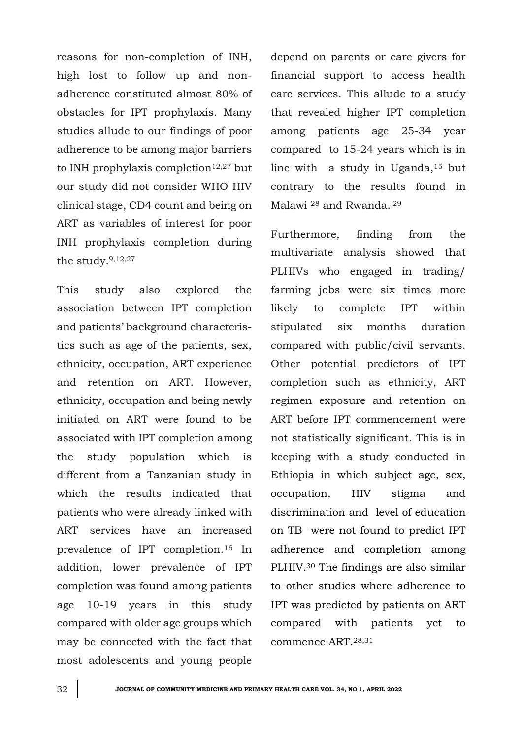reasons for non-completion of INH, high lost to follow up and non-adherence constituted almost 80% of obstacles for IPT prophylaxis. Many studies allude to our findings of poor adherence to be among major barriers to INH prophylaxis completion[12,27] but our study did not consider WHO HIV clinical stage, CD4 count and being on ART as variables of interest for poor INH prophylaxis completion during the study.[9,12,27]

This study also explored the association between IPT completion and patients' background characteristics such as age of the patients, sex, ethnicity, occupation, ART experience and retention on ART. However, ethnicity, occupation and being newly initiated on ART were found to be associated with IPT completion among the study population which is different from a Tanzanian study in which the results indicated that patients who were already linked with ART services have an increased prevalence of IPT completion.[16] In addition, lower prevalence of IPT completion was found among patients age 10-19 years in this study compared with older age groups which may be connected with the fact that most adolescents and young people depend on parents or care givers for financial support to access health care services. This allude to a study that revealed higher IPT completion among patients age 25-34 year compared to 15-24 years which is in line with a study in Uganda,[15] but contrary to the results found in Malawi [28] and Rwanda. [29]

Furthermore, finding from the multivariate analysis showed that PLHIVs who engaged in trading/ farming jobs were six times more likely to complete IPT within stipulated six months duration compared with public/civil servants. Other potential predictors of IPT completion such as ethnicity, ART regimen exposure and retention on ART before IPT commencement were not statistically significant. This is in keeping with a study conducted in Ethiopia in which subject age, sex, occupation, HIV stigma and discrimination and level of education on TB were not found to predict IPT adherence and completion among PLHIV.[30] The findings are also similar to other studies where adherence to IPT was predicted by patients on ART compared with patients yet to commence ART.[28,31]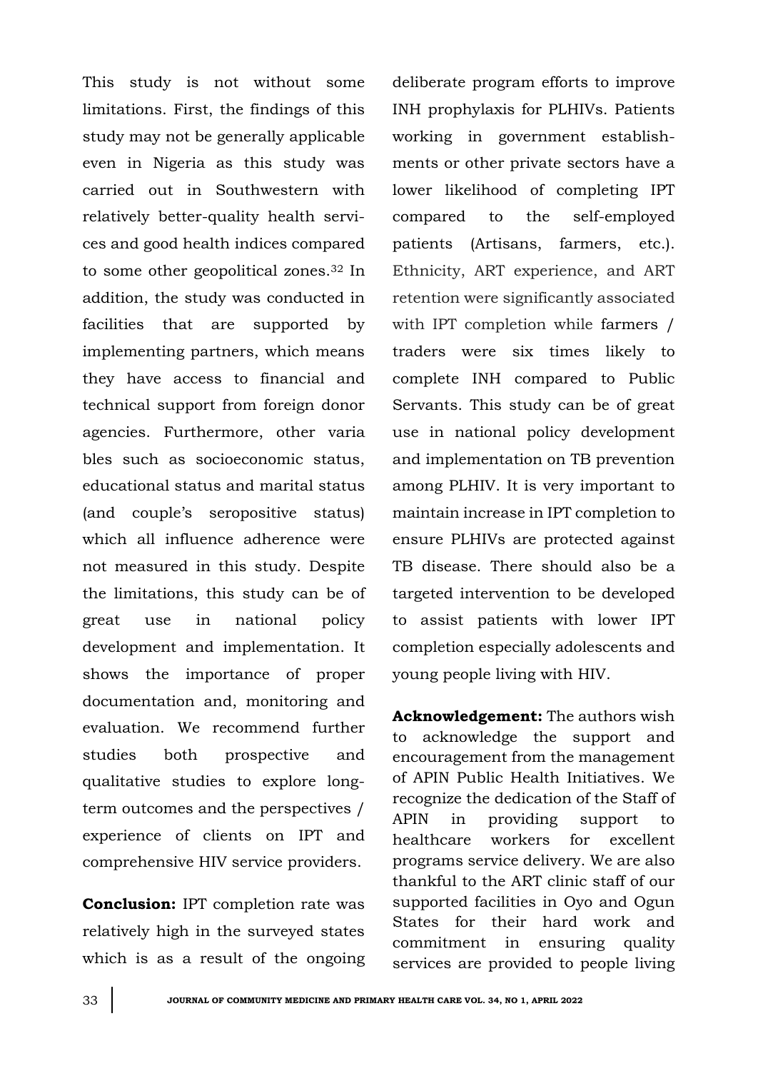This study is not without some limitations. First, the findings of this study may not be generally applicable even in Nigeria as this study was carried out in Southwestern with relatively better-quality health services and good health indices compared to some other geopolitical zones.[32] In addition, the study was conducted in facilities that are supported by implementing partners, which means they have access to financial and technical support from foreign donor agencies. Furthermore, other variables such as socioeconomic status, educational status and marital status (and couple's seropositive status) which all influence adherence were not measured in this study. Despite the limitations, this study can be of great use in national policy development and implementation. It shows the importance of proper documentation and, monitoring and evaluation. We recommend further studies both prospective and qualitative studies to explore long-term outcomes and the perspectives / experience of clients on IPT and comprehensive HIV service providers.

**Conclusion:** IPT completion rate was relatively high in the surveyed states which is as a result of the ongoing deliberate program efforts to improve INH prophylaxis for PLHIVs. Patients working in government establishments or other private sectors have a lower likelihood of completing IPT compared to the self-employed patients (Artisans, farmers, etc.). Ethnicity, ART experience, and ART retention were significantly associated with IPT completion while farmers / traders were six times likely to complete INH compared to Public Servants. This study can be of great use in national policy development and implementation on TB prevention among PLHIV. It is very important to maintain increase in IPT completion to ensure PLHIVs are protected against TB disease. There should also be a targeted intervention to be developed to assist patients with lower IPT completion especially adolescents and young people living with HIV.

**Acknowledgement:** The authors wish to acknowledge the support and encouragement from the management of APIN Public Health Initiatives. We recognize the dedication of the Staff of APIN in providing support to healthcare workers for excellent programs service delivery. We are also thankful to the ART clinic staff of our supported facilities in Oyo and Ogun States for their hard work and commitment in ensuring quality services are provided to people living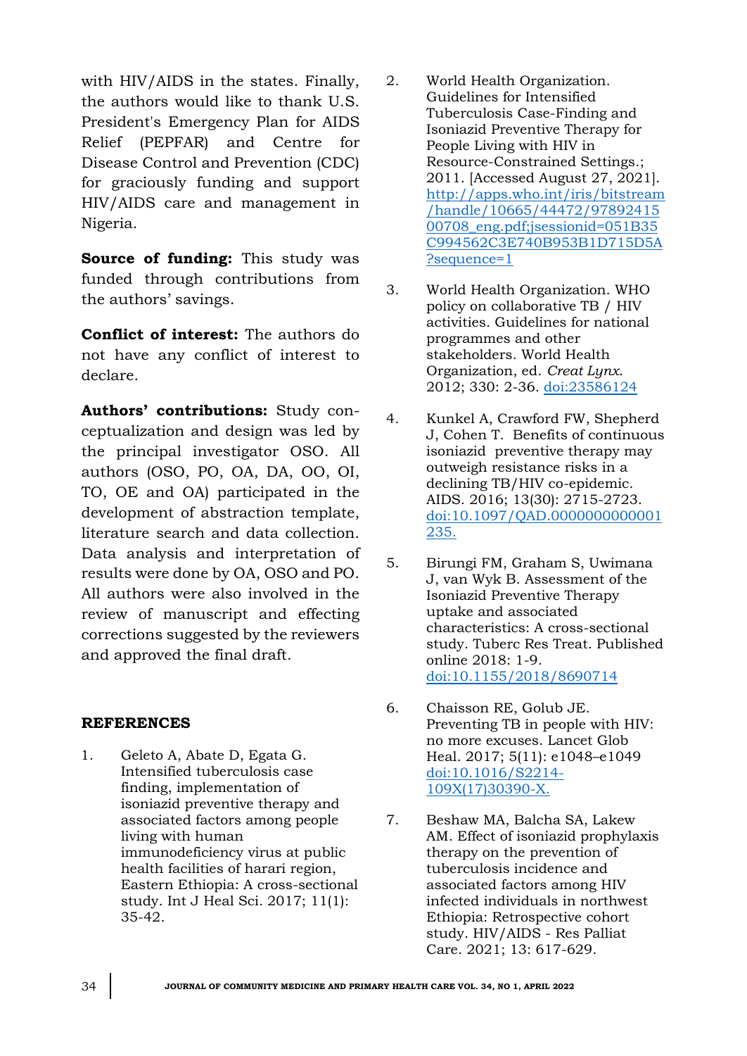with HIV/AIDS in the states. Finally, the authors would like to thank U.S. President's Emergency Plan for AIDS Relief (PEPFAR) and Centre for Disease Control and Prevention (CDC) for graciously funding and support HIV/AIDS care and management in Nigeria.

**Source of funding:** This study was funded through contributions from the authors' savings.

**Conflict of interest:** The authors do not have any conflict of interest to declare.

**Authors' contributions:** Study conceptualization and design was led by the principal investigator OSO. All authors (OSO, PO, OA, DA, OO, OI, TO, OE and OA) participated in the development of abstraction template, literature search and data collection. Data analysis and interpretation of results were done by OA, OSO and PO. All authors were also involved in the review of manuscript and effecting corrections suggested by the reviewers and approved the final draft.

## REFERENCES

1. Geleto A, Abate D, Egata G. Intensified tuberculosis case finding, implementation of isoniazid preventive therapy and associated factors among people living with human immunodeficiency virus at public health facilities of harari region, Eastern Ethiopia: A cross-sectional study. Int J Heal Sci. 2017; 11(1): 35-42.

2. World Health Organization. Guidelines for Intensified Tuberculosis Case-Finding and Isoniazid Preventive Therapy for People Living with HIV in Resource-Constrained Settings.; 2011. [Accessed August 27, 2021]. http://apps.who.int/iris/bitstream/handle/10665/44472/9789241500708_eng.pdf;jsessionid=051B35C994562C3E740B953B1D715D5A?sequence=1

3. World Health Organization. WHO policy on collaborative TB / HIV activities. Guidelines for national programmes and other stakeholders. World Health Organization, ed. *Creat Lynx*. 2012; 330: 2-36. doi:23586124

4. Kunkel A, Crawford FW, Shepherd J, Cohen T. Benefits of continuous isoniazid preventive therapy may outweigh resistance risks in a declining TB/HIV co-epidemic. AIDS. 2016; 13(30): 2715-2723. doi:10.1097/QAD.0000000000001235.

5. Birungi FM, Graham S, Uwimana J, van Wyk B. Assessment of the Isoniazid Preventive Therapy uptake and associated characteristics: A cross-sectional study. Tuberc Res Treat. Published online 2018: 1-9. doi:10.1155/2018/8690714

6. Chaisson RE, Golub JE. Preventing TB in people with HIV: no more excuses. Lancet Glob Heal. 2017; 5(11): e1048–e1049 doi:10.1016/S2214-109X(17)30390-X.

7. Beshaw MA, Balcha SA, Lakew AM. Effect of isoniazid prophylaxis therapy on the prevention of tuberculosis incidence and associated factors among HIV infected individuals in northwest Ethiopia: Retrospective cohort study. HIV/AIDS - Res Palliat Care. 2021; 13: 617-629.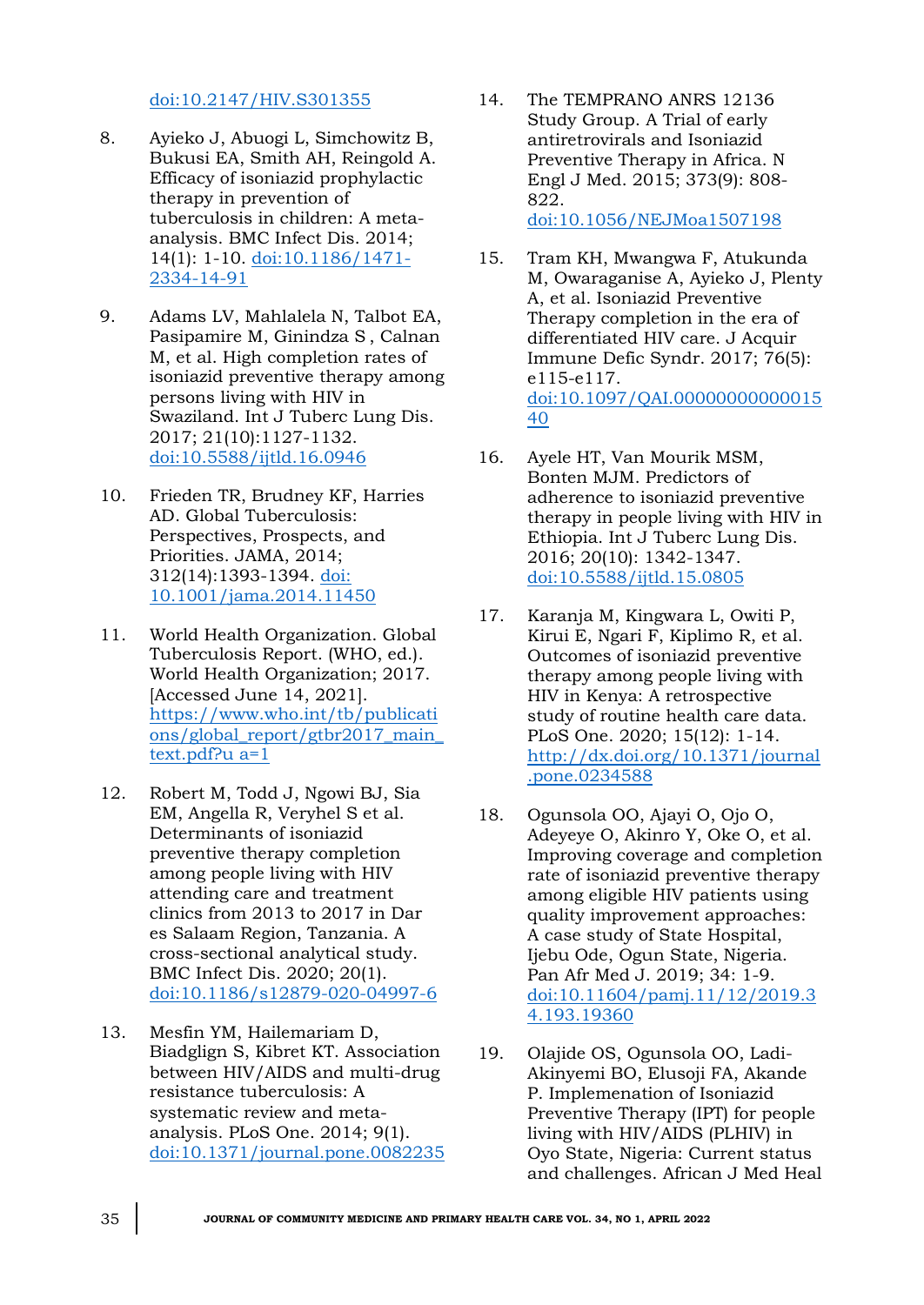doi:10.2147/HIV.S301355

8. Ayieko J, Abuogi L, Simchowitz B, Bukusi EA, Smith AH, Reingold A. Efficacy of isoniazid prophylactic therapy in prevention of tuberculosis in children: A meta-analysis. BMC Infect Dis. 2014; 14(1): 1-10. doi:10.1186/1471-2334-14-91

9. Adams LV, Mahlalela N, Talbot EA, Pasipamire M, Ginindza S , Calnan M, et al. High completion rates of isoniazid preventive therapy among persons living with HIV in Swaziland. Int J Tuberc Lung Dis. 2017; 21(10):1127-1132. doi:10.5588/ijtld.16.0946

10. Frieden TR, Brudney KF, Harries AD. Global Tuberculosis: Perspectives, Prospects, and Priorities. JAMA, 2014; 312(14):1393-1394. doi: 10.1001/jama.2014.11450

11. World Health Organization. Global Tuberculosis Report. (WHO, ed.). World Health Organization; 2017. [Accessed June 14, 2021]. https://www.who.int/tb/publications/global_report/gtbr2017_main_text.pdf?u a=1

12. Robert M, Todd J, Ngowi BJ, Sia EM, Angella R, Veryhel S et al. Determinants of isoniazid preventive therapy completion among people living with HIV attending care and treatment clinics from 2013 to 2017 in Dar es Salaam Region, Tanzania. A cross-sectional analytical study. BMC Infect Dis. 2020; 20(1). doi:10.1186/s12879-020-04997-6

13. Mesfin YM, Hailemariam D, Biadglign S, Kibret KT. Association between HIV/AIDS and multi-drug resistance tuberculosis: A systematic review and meta-analysis. PLoS One. 2014; 9(1). doi:10.1371/journal.pone.0082235

14. The TEMPRANO ANRS 12136 Study Group. A Trial of early antiretrovirals and Isoniazid Preventive Therapy in Africa. N Engl J Med. 2015; 373(9): 808-822. doi:10.1056/NEJMoa1507198

15. Tram KH, Mwangwa F, Atukunda M, Owaraganise A, Ayieko J, Plenty A, et al. Isoniazid Preventive Therapy completion in the era of differentiated HIV care. J Acquir Immune Defic Syndr. 2017; 76(5): e115-e117. doi:10.1097/QAI.0000000000001540

16. Ayele HT, Van Mourik MSM, Bonten MJM. Predictors of adherence to isoniazid preventive therapy in people living with HIV in Ethiopia. Int J Tuberc Lung Dis. 2016; 20(10): 1342-1347. doi:10.5588/ijtld.15.0805

17. Karanja M, Kingwara L, Owiti P, Kirui E, Ngari F, Kiplimo R, et al. Outcomes of isoniazid preventive therapy among people living with HIV in Kenya: A retrospective study of routine health care data. PLoS One. 2020; 15(12): 1-14. http://dx.doi.org/10.1371/journal.pone.0234588

18. Ogunsola OO, Ajayi O, Ojo O, Adeyeye O, Akinro Y, Oke O, et al. Improving coverage and completion rate of isoniazid preventive therapy among eligible HIV patients using quality improvement approaches: A case study of State Hospital, Ijebu Ode, Ogun State, Nigeria. Pan Afr Med J. 2019; 34: 1-9. doi:10.11604/pamj.11/12/2019.34.193.19360

19. Olajide OS, Ogunsola OO, Ladi-Akinyemi BO, Elusoji FA, Akande P. Implemenation of Isoniazid Preventive Therapy (IPT) for people living with HIV/AIDS (PLHIV) in Oyo State, Nigeria: Current status and challenges. African J Med Heal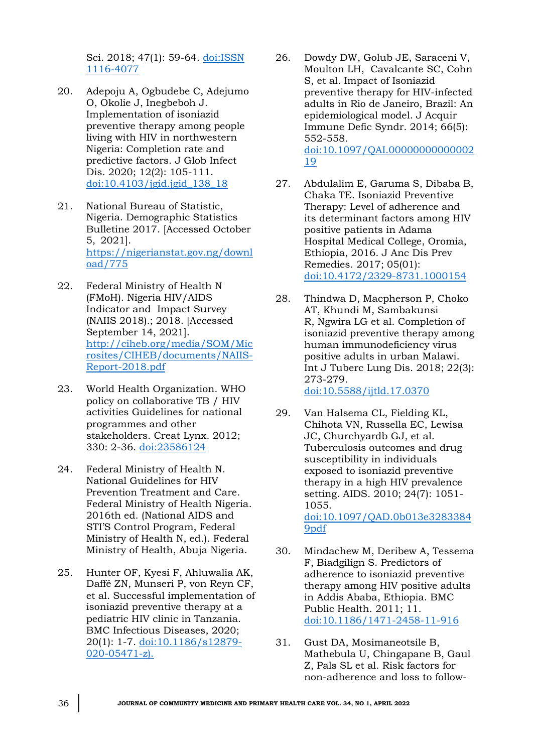Sci. 2018; 47(1): 59-64. doi:ISSN 1116-4077

20. Adepoju A, Ogbudebe C, Adejumo O, Okolie J, Inegbeboh J. Implementation of isoniazid preventive therapy among people living with HIV in northwestern Nigeria: Completion rate and predictive factors. J Glob Infect Dis. 2020; 12(2): 105-111. doi:10.4103/jgid.jgid_138_18

21. National Bureau of Statistic, Nigeria. Demographic Statistics Bulletine 2017. [Accessed October 5, 2021]. https://nigerianstat.gov.ng/download/775

22. Federal Ministry of Health N (FMoH). Nigeria HIV/AIDS Indicator and Impact Survey (NAIIS 2018).; 2018. [Accessed September 14, 2021]. http://ciheb.org/media/SOM/Microsites/CIHEB/documents/NAIIS-Report-2018.pdf

23. World Health Organization. WHO policy on collaborative TB / HIV activities Guidelines for national programmes and other stakeholders. Creat Lynx. 2012; 330: 2-36. doi:23586124

24. Federal Ministry of Health N. National Guidelines for HIV Prevention Treatment and Care. Federal Ministry of Health Nigeria. 2016th ed. (National AIDS and STI'S Control Program, Federal Ministry of Health N, ed.). Federal Ministry of Health, Abuja Nigeria.

25. Hunter OF, Kyesi F, Ahluwalia AK, Daffé ZN, Munseri P, von Reyn CF, et al. Successful implementation of isoniazid preventive therapy at a pediatric HIV clinic in Tanzania. BMC Infectious Diseases, 2020; 20(1): 1-7. doi:10.1186/s12879-020-05471-z).

26. Dowdy DW, Golub JE, Saraceni V, Moulton LH, Cavalcante SC, Cohn S, et al. Impact of Isoniazid preventive therapy for HIV-infected adults in Rio de Janeiro, Brazil: An epidemiological model. J Acquir Immune Defic Syndr. 2014; 66(5): 552-558. doi:10.1097/QAI.0000000000000219

27. Abdulalim E, Garuma S, Dibaba B, Chaka TE. Isoniazid Preventive Therapy: Level of adherence and its determinant factors among HIV positive patients in Adama Hospital Medical College, Oromia, Ethiopia, 2016. J Anc Dis Prev Remedies. 2017; 05(01): doi:10.4172/2329-8731.1000154

28. Thindwa D, Macpherson P, Choko AT, Khundi M, Sambakunsi R, Ngwira LG et al. Completion of isoniazid preventive therapy among human immunodeficiency virus positive adults in urban Malawi. Int J Tuberc Lung Dis. 2018; 22(3): 273-279. doi:10.5588/ijtld.17.0370

29. Van Halsema CL, Fielding KL, Chihota VN, Russella EC, Lewisa JC, Churchyardb GJ, et al. Tuberculosis outcomes and drug susceptibility in individuals exposed to isoniazid preventive therapy in a high HIV prevalence setting. AIDS. 2010; 24(7): 1051-1055. doi:10.1097/QAD.0b013e32833849pdf

30. Mindachew M, Deribew A, Tessema F, Biadgilign S. Predictors of adherence to isoniazid preventive therapy among HIV positive adults in Addis Ababa, Ethiopia. BMC Public Health. 2011; 11. doi:10.1186/1471-2458-11-916

31. Gust DA, Mosimaneotsile B, Mathebula U, Chingapane B, Gaul Z, Pals SL et al. Risk factors for non-adherence and loss to follow-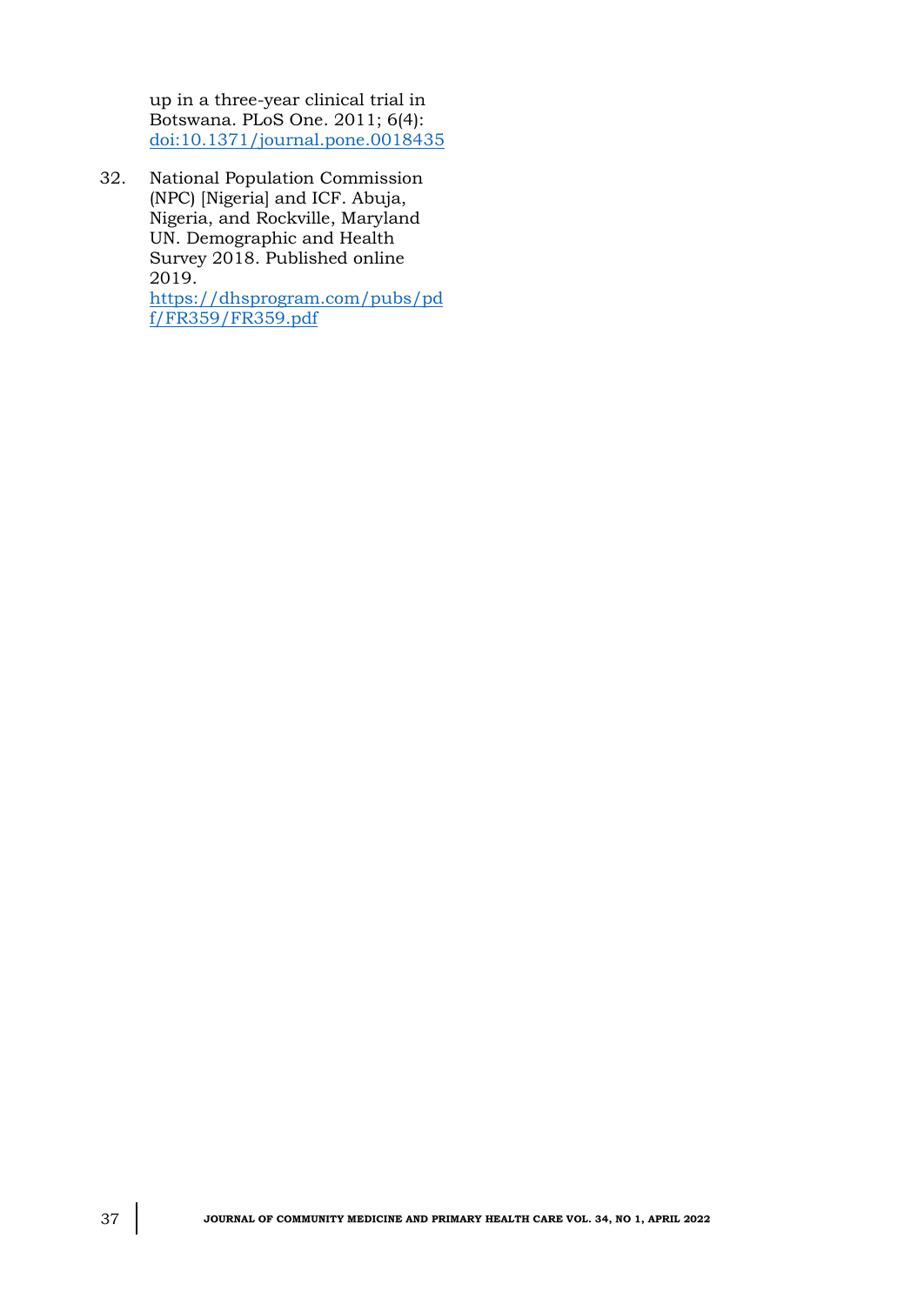up in a three-year clinical trial in Botswana. PLoS One. 2011; 6(4): doi:10.1371/journal.pone.0018435

32. National Population Commission (NPC) [Nigeria] and ICF. Abuja, Nigeria, and Rockville, Maryland UN. Demographic and Health Survey 2018. Published online 2019. https://dhsprogram.com/pubs/pdf/FR359/FR359.pdf